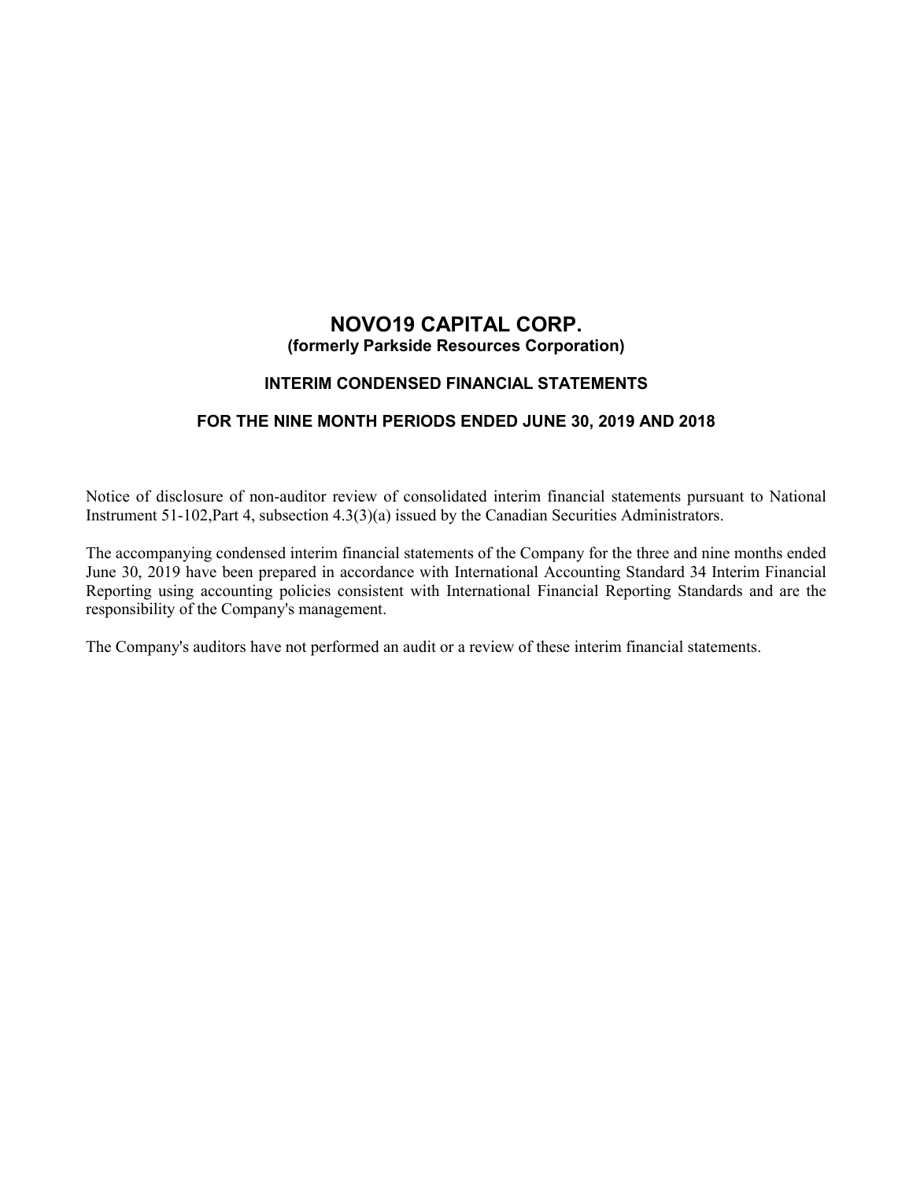# NOVO19 CAPITAL CORP.

**(formerly Parkside Resources Corporation)**

## INTERIM CONDENSED FINANCIAL STATEMENTS

## FOR THE NINE MONTH PERIODS ENDED JUNE 30, 2019 AND 2018

Notice of disclosure of non-auditor review of consolidated interim financial statements pursuant to National Instrument 51-102,Part 4, subsection 4.3(3)(a) issued by the Canadian Securities Administrators.

The accompanying condensed interim financial statements of the Company for the three and nine months ended June 30, 2019 have been prepared in accordance with International Accounting Standard 34 Interim Financial Reporting using accounting policies consistent with International Financial Reporting Standards and are the responsibility of the Company's management.

The Company's auditors have not performed an audit or a review of these interim financial statements.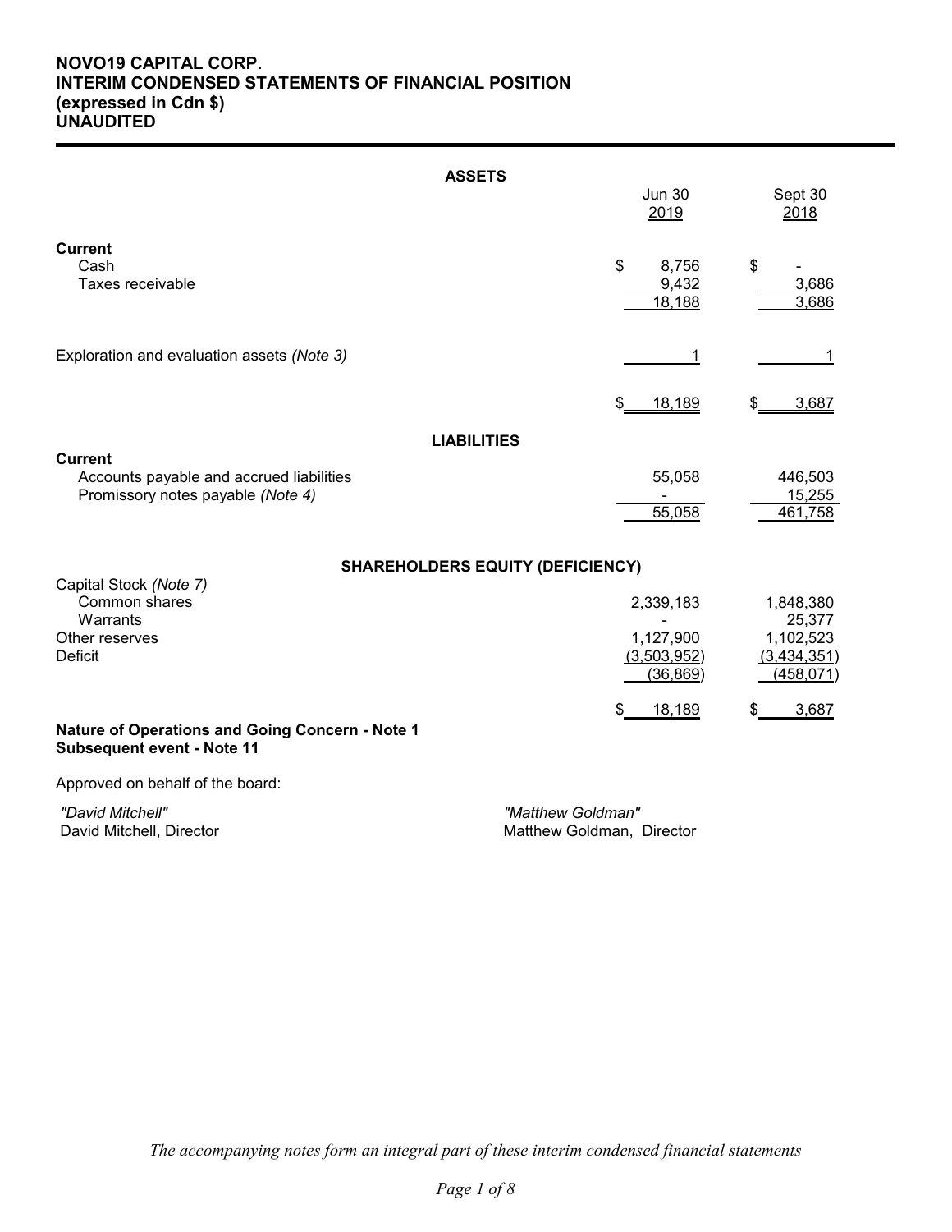**NOVO19 CAPITAL CORP.**
**INTERIM CONDENSED STATEMENTS OF FINANCIAL POSITION**
**(expressed in Cdn $)**
**UNAUDITED**

| | Jun 30 2019 | Sept 30 2018 |
|---|---|---|
| **ASSETS** | | |
| **Current** | | |
| Cash | $ 8,756 | $ - |
| Taxes receivable | 9,432 | 3,686 |
| | 18,188 | 3,686 |
| Exploration and evaluation assets *(Note 3)* | 1 | 1 |
| | $ 18,189 | $ 3,687 |
| **LIABILITIES** | | |
| **Current** | | |
| Accounts payable and accrued liabilities | 55,058 | 446,503 |
| Promissory notes payable *(Note 4)* | - | 15,255 |
| | 55,058 | 461,758 |
| **SHAREHOLDERS EQUITY (DEFICIENCY)** | | |
| Capital Stock *(Note 7)* | | |
| Common shares | 2,339,183 | 1,848,380 |
| Warrants | - | 25,377 |
| Other reserves | 1,127,900 | 1,102,523 |
| Deficit | (3,503,952) | (3,434,351) |
| | (36,869) | (458,071) |
| | $ 18,189 | $ 3,687 |

**Nature of Operations and Going Concern - Note 1**
**Subsequent event - Note 11**

Approved on behalf of the board:

*"David Mitchell"*
David Mitchell, Director

*"Matthew Goldman"*
Matthew Goldman, Director

*The accompanying notes form an integral part of these interim condensed financial statements*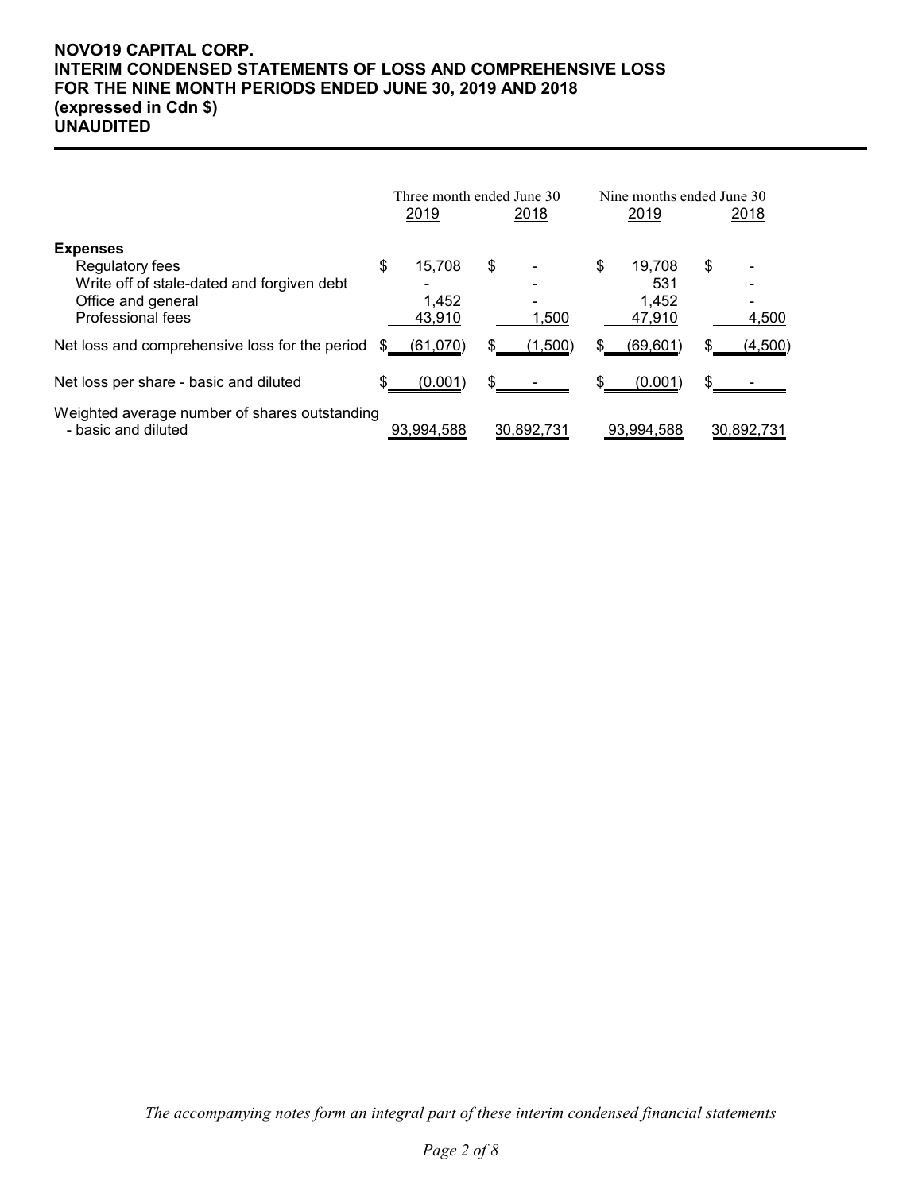**NOVO19 CAPITAL CORP.**
**INTERIM CONDENSED STATEMENTS OF LOSS AND COMPREHENSIVE LOSS**
**FOR THE NINE MONTH PERIODS ENDED JUNE 30, 2019 AND 2018**
**(expressed in Cdn $)**
**UNAUDITED**

| | Three month ended June 30 | | Nine months ended June 30 | |
|---|---|---|---|---|
| | 2019 | 2018 | 2019 | 2018 |
| **Expenses** | | | | |
| Regulatory fees | $ 15,708 | $ - | $ 19,708 | $ - |
| Write off of stale-dated and forgiven debt | - | - | 531 | - |
| Office and general | 1,452 | - | 1,452 | - |
| Professional fees | 43,910 | 1,500 | 47,910 | 4,500 |
| Net loss and comprehensive loss for the period | $ (61,070) | $ (1,500) | $ (69,601) | $ (4,500) |
| Net loss per share - basic and diluted | $ (0.001) | $ - | $ (0.001) | $ - |
| Weighted average number of shares outstanding - basic and diluted | 93,994,588 | 30,892,731 | 93,994,588 | 30,892,731 |

*The accompanying notes form an integral part of these interim condensed financial statements*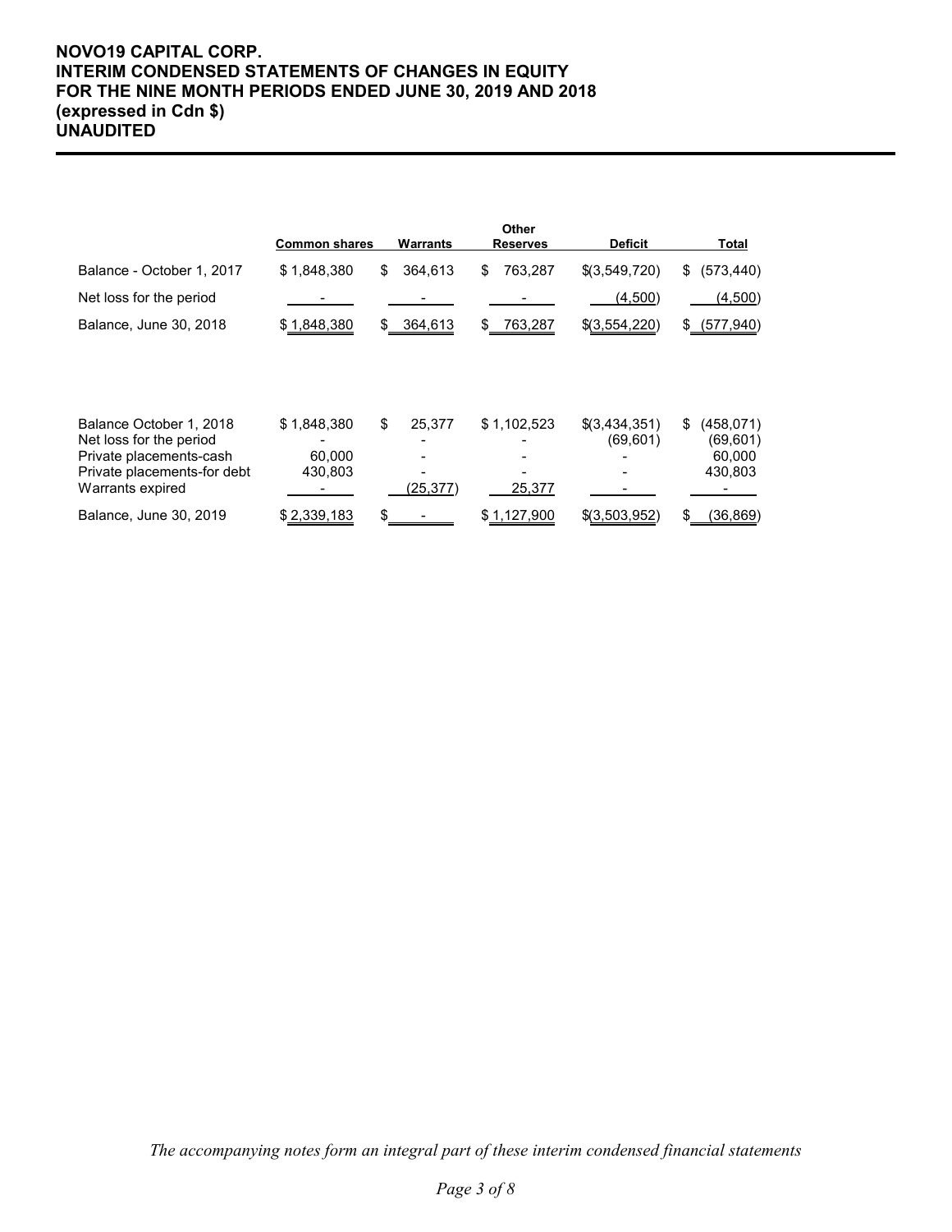**NOVO19 CAPITAL CORP.**
**INTERIM CONDENSED STATEMENTS OF CHANGES IN EQUITY**
**FOR THE NINE MONTH PERIODS ENDED JUNE 30, 2019 AND 2018**
**(expressed in Cdn $)**
**UNAUDITED**

| | Common shares | Warrants | Other Reserves | Deficit | Total |
|---|---|---|---|---|---|
| Balance - October 1, 2017 | $ 1,848,380 | $ 364,613 | $ 763,287 | $(3,549,720) | $ (573,440) |
| Net loss for the period | - | - | - | (4,500) | (4,500) |
| Balance, June 30, 2018 | $ 1,848,380 | $ 364,613 | $ 763,287 | $(3,554,220) | $ (577,940) |
| | | | | | |
| Balance October 1, 2018 | $ 1,848,380 | $ 25,377 | $ 1,102,523 | $(3,434,351) | $ (458,071) |
| Net loss for the period | - | - | - | (69,601) | (69,601) |
| Private placements-cash | 60,000 | - | - | - | 60,000 |
| Private placements-for debt | 430,803 | - | - | - | 430,803 |
| Warrants expired | - | (25,377) | 25,377 | - | - |
| Balance, June 30, 2019 | $ 2,339,183 | $ - | $ 1,127,900 | $(3,503,952) | $ (36,869) |

*The accompanying notes form an integral part of these interim condensed financial statements*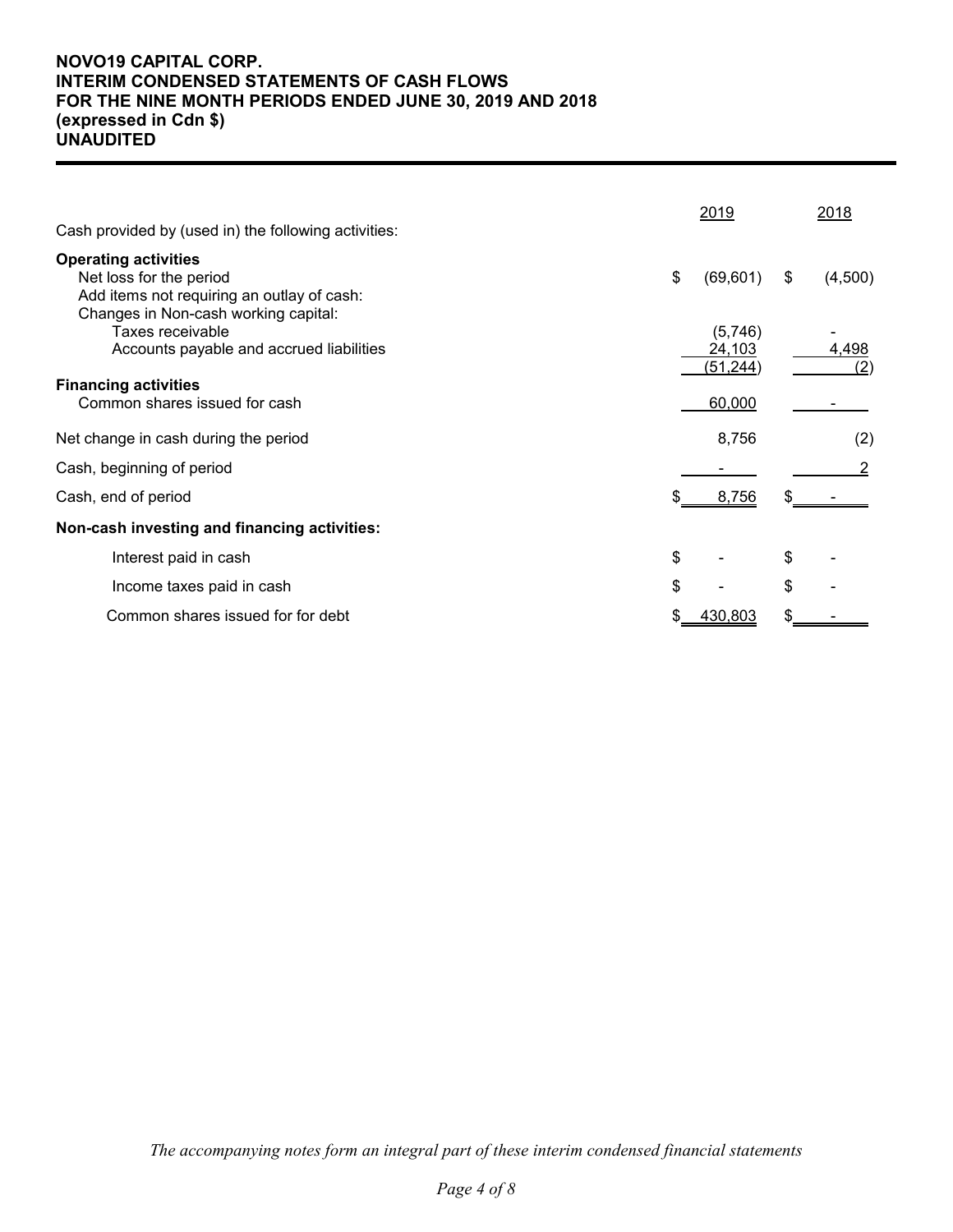**NOVO19 CAPITAL CORP.**
**INTERIM CONDENSED STATEMENTS OF CASH FLOWS**
**FOR THE NINE MONTH PERIODS ENDED JUNE 30, 2019 AND 2018**
**(expressed in Cdn $)**
**UNAUDITED**

| | 2019 | 2018 |
|---|---|---|
| Cash provided by (used in) the following activities: | | |
| **Operating activities** | | |
| Net loss for the period | $ (69,601) | $ (4,500) |
| Add items not requiring an outlay of cash: | | |
| Changes in Non-cash working capital: | | |
| Taxes receivable | (5,746) | - |
| Accounts payable and accrued liabilities | 24,103 | 4,498 |
| | (51,244) | (2) |
| **Financing activities** | | |
| Common shares issued for cash | 60,000 | - |
| Net change in cash during the period | 8,756 | (2) |
| Cash, beginning of period | - | 2 |
| Cash, end of period | $ 8,756 | $ - |
| **Non-cash investing and financing activities:** | | |
| Interest paid in cash | $ - | $ - |
| Income taxes paid in cash | $ - | $ - |
| Common shares issued for for debt | $ 430,803 | $ - |

*The accompanying notes form an integral part of these interim condensed financial statements*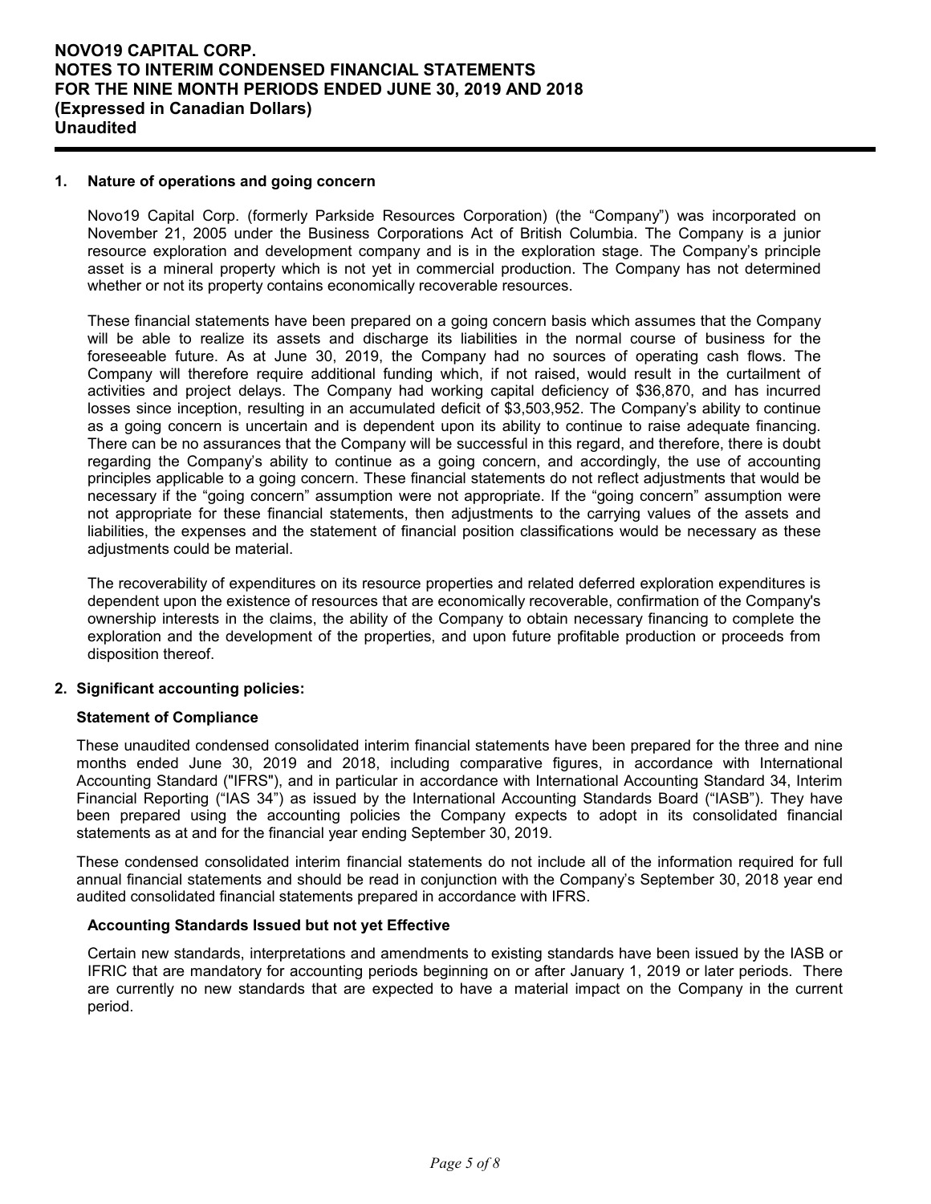# NOVO19 CAPITAL CORP.
# NOTES TO INTERIM CONDENSED FINANCIAL STATEMENTS
# FOR THE NINE MONTH PERIODS ENDED JUNE 30, 2019 AND 2018
# (Expressed in Canadian Dollars)
# Unaudited

## 1. Nature of operations and going concern

Novo19 Capital Corp. (formerly Parkside Resources Corporation) (the "Company") was incorporated on November 21, 2005 under the Business Corporations Act of British Columbia. The Company is a junior resource exploration and development company and is in the exploration stage. The Company's principle asset is a mineral property which is not yet in commercial production. The Company has not determined whether or not its property contains economically recoverable resources.

These financial statements have been prepared on a going concern basis which assumes that the Company will be able to realize its assets and discharge its liabilities in the normal course of business for the foreseeable future. As at June 30, 2019, the Company had no sources of operating cash flows. The Company will therefore require additional funding which, if not raised, would result in the curtailment of activities and project delays. The Company had working capital deficiency of $36,870, and has incurred losses since inception, resulting in an accumulated deficit of $3,503,952. The Company's ability to continue as a going concern is uncertain and is dependent upon its ability to continue to raise adequate financing. There can be no assurances that the Company will be successful in this regard, and therefore, there is doubt regarding the Company's ability to continue as a going concern, and accordingly, the use of accounting principles applicable to a going concern. These financial statements do not reflect adjustments that would be necessary if the "going concern" assumption were not appropriate. If the "going concern" assumption were not appropriate for these financial statements, then adjustments to the carrying values of the assets and liabilities, the expenses and the statement of financial position classifications would be necessary as these adjustments could be material.

The recoverability of expenditures on its resource properties and related deferred exploration expenditures is dependent upon the existence of resources that are economically recoverable, confirmation of the Company's ownership interests in the claims, the ability of the Company to obtain necessary financing to complete the exploration and the development of the properties, and upon future profitable production or proceeds from disposition thereof.

## 2. Significant accounting policies:

### Statement of Compliance

These unaudited condensed consolidated interim financial statements have been prepared for the three and nine months ended June 30, 2019 and 2018, including comparative figures, in accordance with International Accounting Standard ("IFRS"), and in particular in accordance with International Accounting Standard 34, Interim Financial Reporting ("IAS 34") as issued by the International Accounting Standards Board ("IASB"). They have been prepared using the accounting policies the Company expects to adopt in its consolidated financial statements as at and for the financial year ending September 30, 2019.

These condensed consolidated interim financial statements do not include all of the information required for full annual financial statements and should be read in conjunction with the Company's September 30, 2018 year end audited consolidated financial statements prepared in accordance with IFRS.

### Accounting Standards Issued but not yet Effective

Certain new standards, interpretations and amendments to existing standards have been issued by the IASB or IFRIC that are mandatory for accounting periods beginning on or after January 1, 2019 or later periods. There are currently no new standards that are expected to have a material impact on the Company in the current period.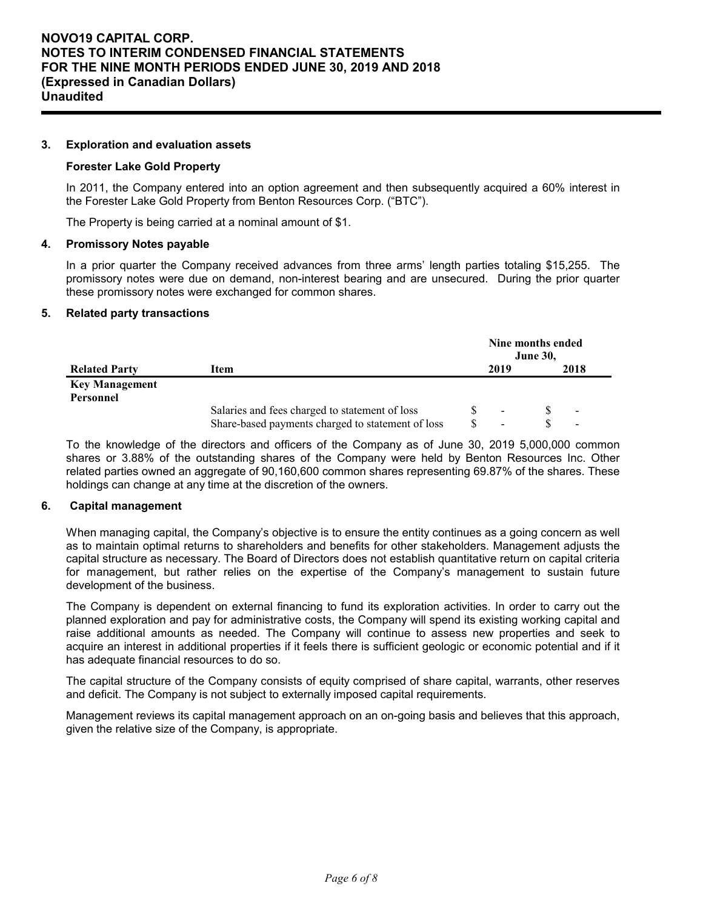### 3. Exploration and evaluation assets

**Forester Lake Gold Property**

In 2011, the Company entered into an option agreement and then subsequently acquired a 60% interest in the Forester Lake Gold Property from Benton Resources Corp. ("BTC").

The Property is being carried at a nominal amount of $1.

### 4. Promissory Notes payable

In a prior quarter the Company received advances from three arms' length parties totaling $15,255. The promissory notes were due on demand, non-interest bearing and are unsecured. During the prior quarter these promissory notes were exchanged for common shares.

### 5. Related party transactions

| | | Nine months ended June 30, | |
|---|---|---|---|
| **Related Party** | **Item** | **2019** | **2018** |
| **Key Management Personnel** | | | |
| | Salaries and fees charged to statement of loss | $ - | $ - |
| | Share-based payments charged to statement of loss | $ - | $ - |

To the knowledge of the directors and officers of the Company as of June 30, 2019 5,000,000 common shares or 3.88% of the outstanding shares of the Company were held by Benton Resources Inc. Other related parties owned an aggregate of 90,160,600 common shares representing 69.87% of the shares. These holdings can change at any time at the discretion of the owners.

### 6. Capital management

When managing capital, the Company's objective is to ensure the entity continues as a going concern as well as to maintain optimal returns to shareholders and benefits for other stakeholders. Management adjusts the capital structure as necessary. The Board of Directors does not establish quantitative return on capital criteria for management, but rather relies on the expertise of the Company's management to sustain future development of the business.

The Company is dependent on external financing to fund its exploration activities. In order to carry out the planned exploration and pay for administrative costs, the Company will spend its existing working capital and raise additional amounts as needed. The Company will continue to assess new properties and seek to acquire an interest in additional properties if it feels there is sufficient geologic or economic potential and if it has adequate financial resources to do so.

The capital structure of the Company consists of equity comprised of share capital, warrants, other reserves and deficit. The Company is not subject to externally imposed capital requirements.

Management reviews its capital management approach on an on-going basis and believes that this approach, given the relative size of the Company, is appropriate.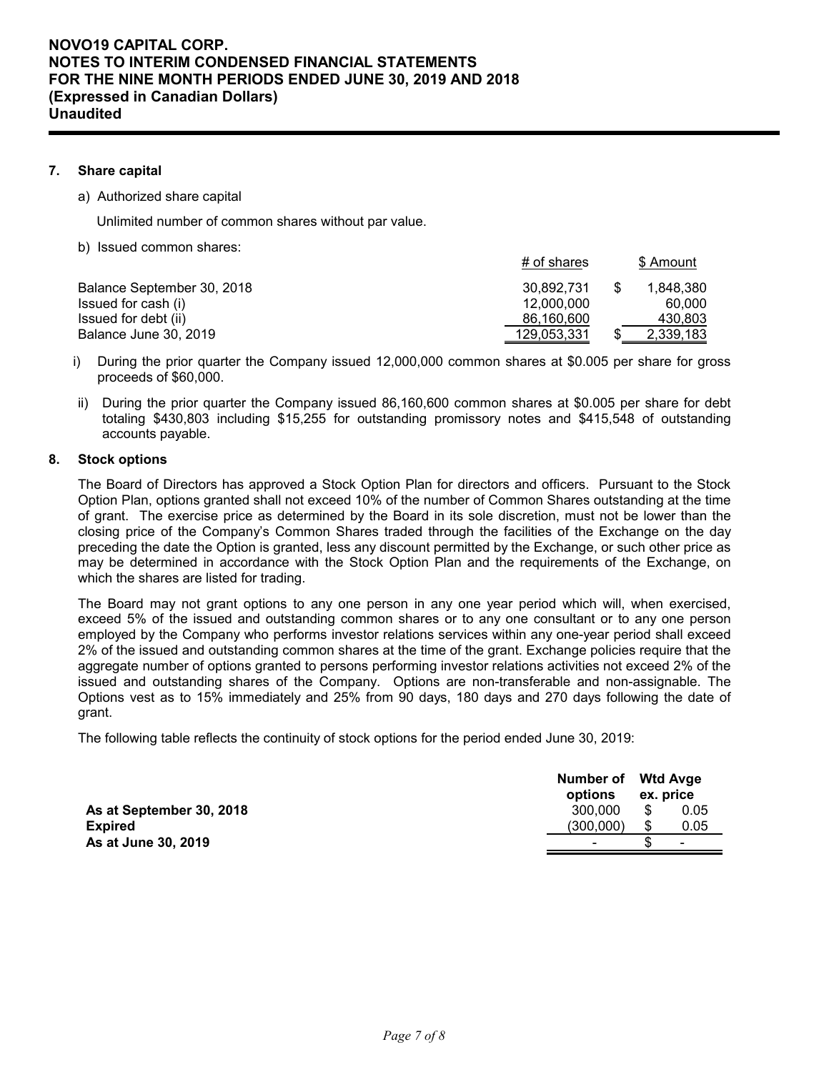## 7. Share capital

a) Authorized share capital

Unlimited number of common shares without par value.

b) Issued common shares:

| | # of shares | $ Amount |
|---|---|---|
| Balance September 30, 2018 | 30,892,731 | $ 1,848,380 |
| Issued for cash (i) | 12,000,000 | 60,000 |
| Issued for debt (ii) | 86,160,600 | 430,803 |
| Balance June 30, 2019 | 129,053,331 | $ 2,339,183 |

i) During the prior quarter the Company issued 12,000,000 common shares at $0.005 per share for gross proceeds of $60,000.

ii) During the prior quarter the Company issued 86,160,600 common shares at $0.005 per share for debt totaling $430,803 including $15,255 for outstanding promissory notes and $415,548 of outstanding accounts payable.

## 8. Stock options

The Board of Directors has approved a Stock Option Plan for directors and officers. Pursuant to the Stock Option Plan, options granted shall not exceed 10% of the number of Common Shares outstanding at the time of grant. The exercise price as determined by the Board in its sole discretion, must not be lower than the closing price of the Company's Common Shares traded through the facilities of the Exchange on the day preceding the date the Option is granted, less any discount permitted by the Exchange, or such other price as may be determined in accordance with the Stock Option Plan and the requirements of the Exchange, on which the shares are listed for trading.

The Board may not grant options to any one person in any one year period which will, when exercised, exceed 5% of the issued and outstanding common shares or to any one consultant or to any one person employed by the Company who performs investor relations services within any one-year period shall exceed 2% of the issued and outstanding common shares at the time of the grant. Exchange policies require that the aggregate number of options granted to persons performing investor relations activities not exceed 2% of the issued and outstanding shares of the Company. Options are non-transferable and non-assignable. The Options vest as to 15% immediately and 25% from 90 days, 180 days and 270 days following the date of grant.

The following table reflects the continuity of stock options for the period ended June 30, 2019:

| | Number of options | Wtd Avge ex. price |
|---|---|---|
| **As at September 30, 2018** | 300,000 | $ 0.05 |
| **Expired** | (300,000) | $ 0.05 |
| **As at June 30, 2019** | - | $ - |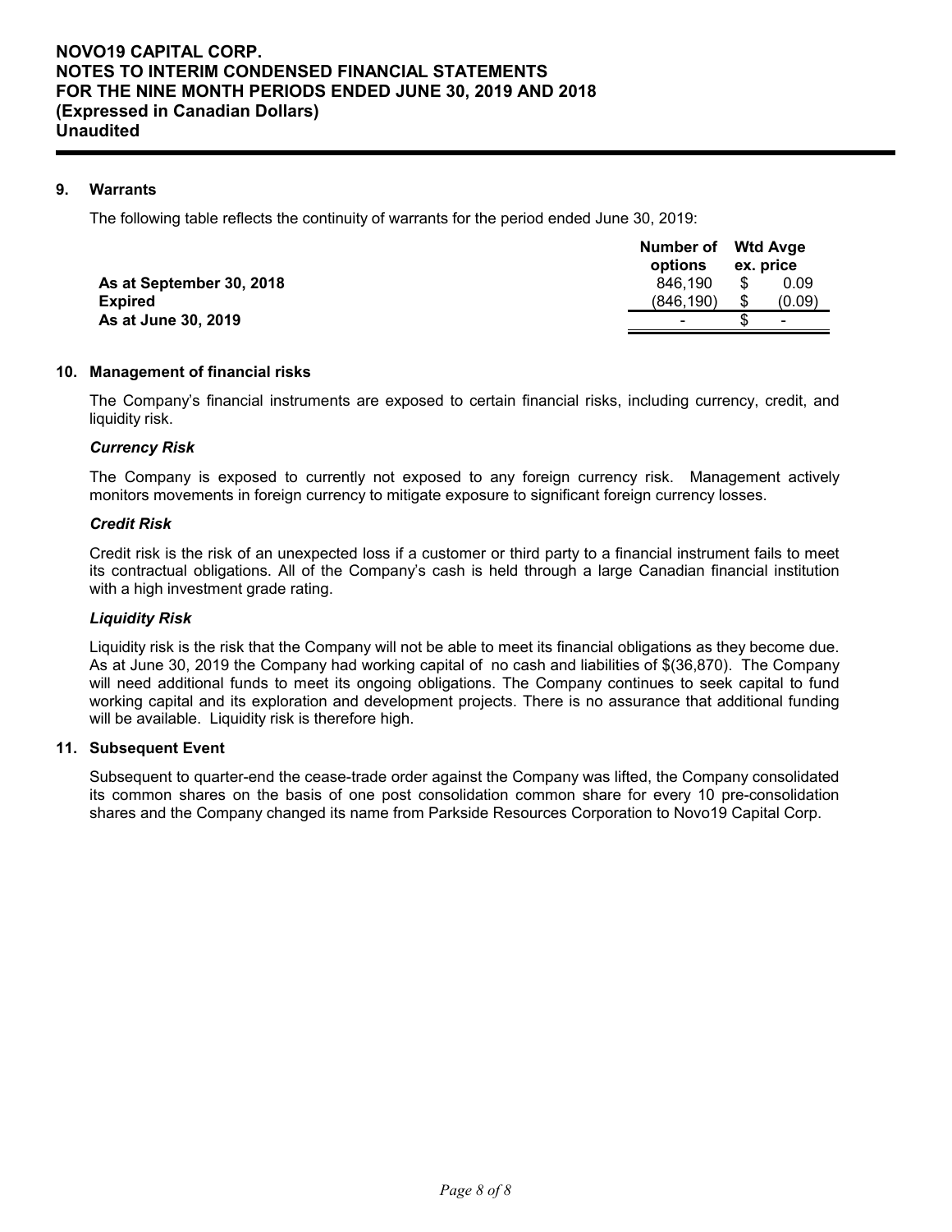NOVO19 CAPITAL CORP.
NOTES TO INTERIM CONDENSED FINANCIAL STATEMENTS
FOR THE NINE MONTH PERIODS ENDED JUNE 30, 2019 AND 2018
(Expressed in Canadian Dollars)
Unaudited

## 9. Warrants

The following table reflects the continuity of warrants for the period ended June 30, 2019:

| | Number of options | Wtd Avge ex. price |
|---|---|---|
| **As at September 30, 2018** | 846,190 | $ 0.09 |
| **Expired** | (846,190) | $ (0.09) |
| **As at June 30, 2019** | - | $ - |

## 10. Management of financial risks

The Company's financial instruments are exposed to certain financial risks, including currency, credit, and liquidity risk.

### *Currency Risk*

The Company is exposed to currently not exposed to any foreign currency risk. Management actively monitors movements in foreign currency to mitigate exposure to significant foreign currency losses.

### *Credit Risk*

Credit risk is the risk of an unexpected loss if a customer or third party to a financial instrument fails to meet its contractual obligations. All of the Company's cash is held through a large Canadian financial institution with a high investment grade rating.

### *Liquidity Risk*

Liquidity risk is the risk that the Company will not be able to meet its financial obligations as they become due. As at June 30, 2019 the Company had working capital of no cash and liabilities of $(36,870). The Company will need additional funds to meet its ongoing obligations. The Company continues to seek capital to fund working capital and its exploration and development projects. There is no assurance that additional funding will be available. Liquidity risk is therefore high.

## 11. Subsequent Event

Subsequent to quarter-end the cease-trade order against the Company was lifted, the Company consolidated its common shares on the basis of one post consolidation common share for every 10 pre-consolidation shares and the Company changed its name from Parkside Resources Corporation to Novo19 Capital Corp.